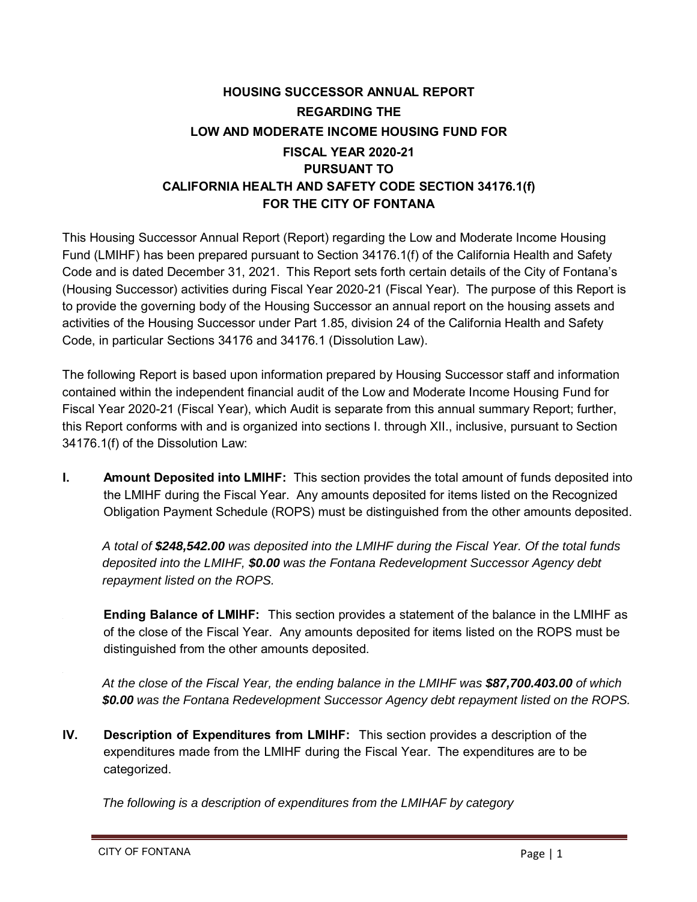# HOUSING SUCCESSOR ANNUAL REPORT
# REGARDING THE
# LOW AND MODERATE INCOME HOUSING FUND FOR
# FISCAL YEAR 2020-21
# PURSUANT TO
# CALIFORNIA HEALTH AND SAFETY CODE SECTION 34176.1(f)
# FOR THE CITY OF FONTANA

This Housing Successor Annual Report (Report) regarding the Low and Moderate Income Housing Fund (LMIHF) has been prepared pursuant to Section 34176.1(f) of the California Health and Safety Code and is dated December 31, 2021. This Report sets forth certain details of the City of Fontana's (Housing Successor) activities during Fiscal Year 2020-21 (Fiscal Year). The purpose of this Report is to provide the governing body of the Housing Successor an annual report on the housing assets and activities of the Housing Successor under Part 1.85, division 24 of the California Health and Safety Code, in particular Sections 34176 and 34176.1 (Dissolution Law).

The following Report is based upon information prepared by Housing Successor staff and information contained within the independent financial audit of the Low and Moderate Income Housing Fund for Fiscal Year 2020-21 (Fiscal Year), which Audit is separate from this annual summary Report; further, this Report conforms with and is organized into sections I. through XII., inclusive, pursuant to Section 34176.1(f) of the Dissolution Law:

**I. Amount Deposited into LMIHF:** This section provides the total amount of funds deposited into the LMIHF during the Fiscal Year. Any amounts deposited for items listed on the Recognized Obligation Payment Schedule (ROPS) must be distinguished from the other amounts deposited.

*A total of **$248,542.00** was deposited into the LMIHF during the Fiscal Year. Of the total funds deposited into the LMIHF, **$0.00** was the Fontana Redevelopment Successor Agency debt repayment listed on the ROPS.*

**Ending Balance of LMIHF:** This section provides a statement of the balance in the LMIHF as of the close of the Fiscal Year. Any amounts deposited for items listed on the ROPS must be distinguished from the other amounts deposited.

*At the close of the Fiscal Year, the ending balance in the LMIHF was **$87,700.403.00** of which **$0.00** was the Fontana Redevelopment Successor Agency debt repayment listed on the ROPS.*

**IV. Description of Expenditures from LMIHF:** This section provides a description of the expenditures made from the LMIHF during the Fiscal Year. The expenditures are to be categorized.

*The following is a description of expenditures from the LMIHAF by category*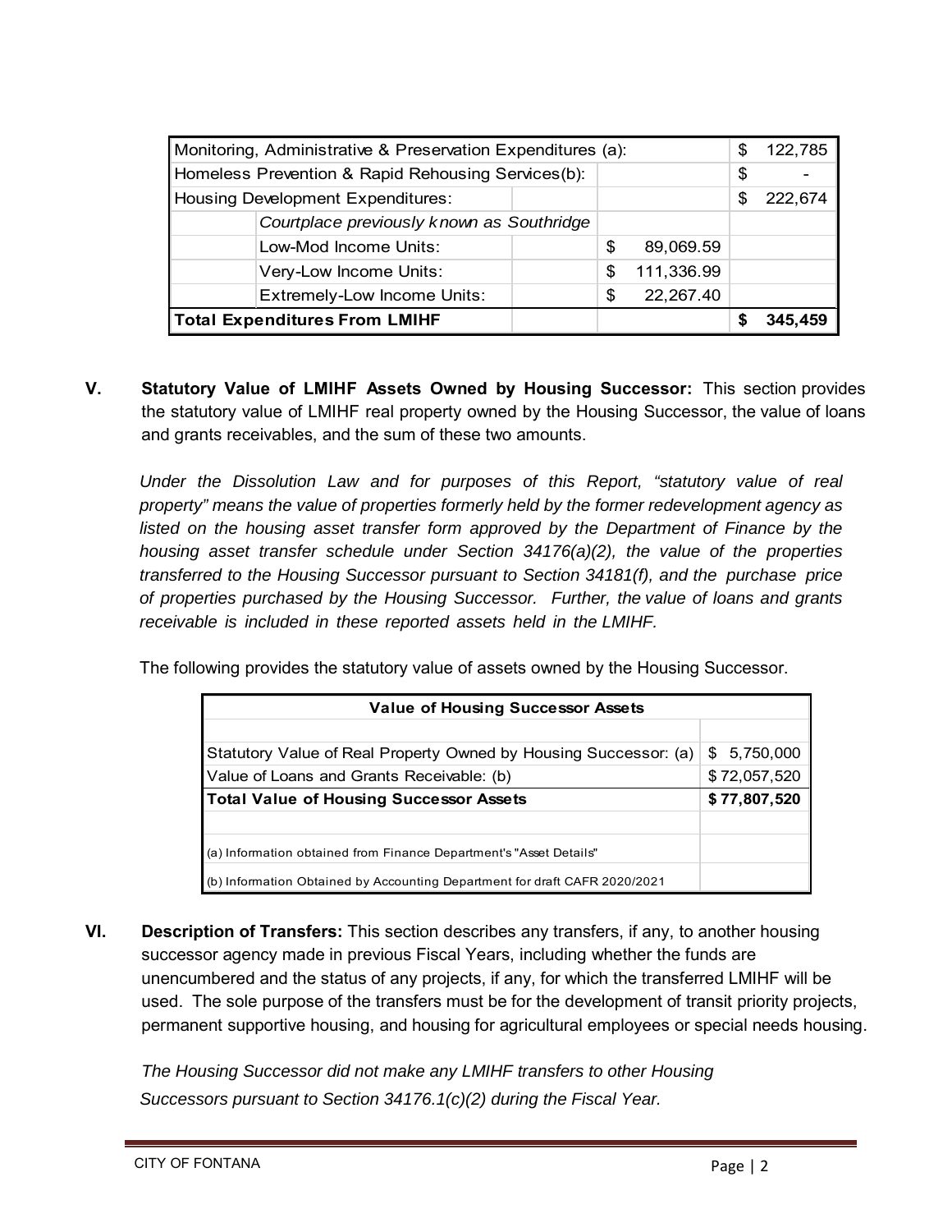| Monitoring, Administrative & Preservation Expenditures (a): | | | | $ 122,785 |
|---|---|---|---|---|
| Homeless Prevention & Rapid Rehousing Services(b): | | | | $ - |
| Housing Development Expenditures: | | | | $ 222,674 |
| | *Courtplace previously known as Southridge* | | | |
| | Low-Mod Income Units: | | $ 89,069.59 | |
| | Very-Low Income Units: | | $ 111,336.99 | |
| | Extremely-Low Income Units: | | $ 22,267.40 | |
| **Total Expenditures From LMIHF** | | | | **$ 345,459** |

**V. Statutory Value of LMIHF Assets Owned by Housing Successor:** This section provides the statutory value of LMIHF real property owned by the Housing Successor, the value of loans and grants receivables, and the sum of these two amounts.

*Under the Dissolution Law and for purposes of this Report, "statutory value of real property" means the value of properties formerly held by the former redevelopment agency as listed on the housing asset transfer form approved by the Department of Finance by the housing asset transfer schedule under Section 34176(a)(2), the value of the properties transferred to the Housing Successor pursuant to Section 34181(f), and the purchase price of properties purchased by the Housing Successor. Further, the value of loans and grants receivable is included in these reported assets held in the LMIHF.*

The following provides the statutory value of assets owned by the Housing Successor.

| **Value of Housing Successor Assets** | |
|---|---|
| | |
| Statutory Value of Real Property Owned by Housing Successor: (a) | $ 5,750,000 |
| Value of Loans and Grants Receivable: (b) | $ 72,057,520 |
| **Total Value of Housing Successor Assets** | **$ 77,807,520** |
| | |
| (a) Information obtained from Finance Department's "Asset Details" | |
| (b) Information Obtained by Accounting Department for draft CAFR 2020/2021 | |

**VI. Description of Transfers:** This section describes any transfers, if any, to another housing successor agency made in previous Fiscal Years, including whether the funds are unencumbered and the status of any projects, if any, for which the transferred LMIHF will be used. The sole purpose of the transfers must be for the development of transit priority projects, permanent supportive housing, and housing for agricultural employees or special needs housing.

*The Housing Successor did not make any LMIHF transfers to other Housing Successors pursuant to Section 34176.1(c)(2) during the Fiscal Year.*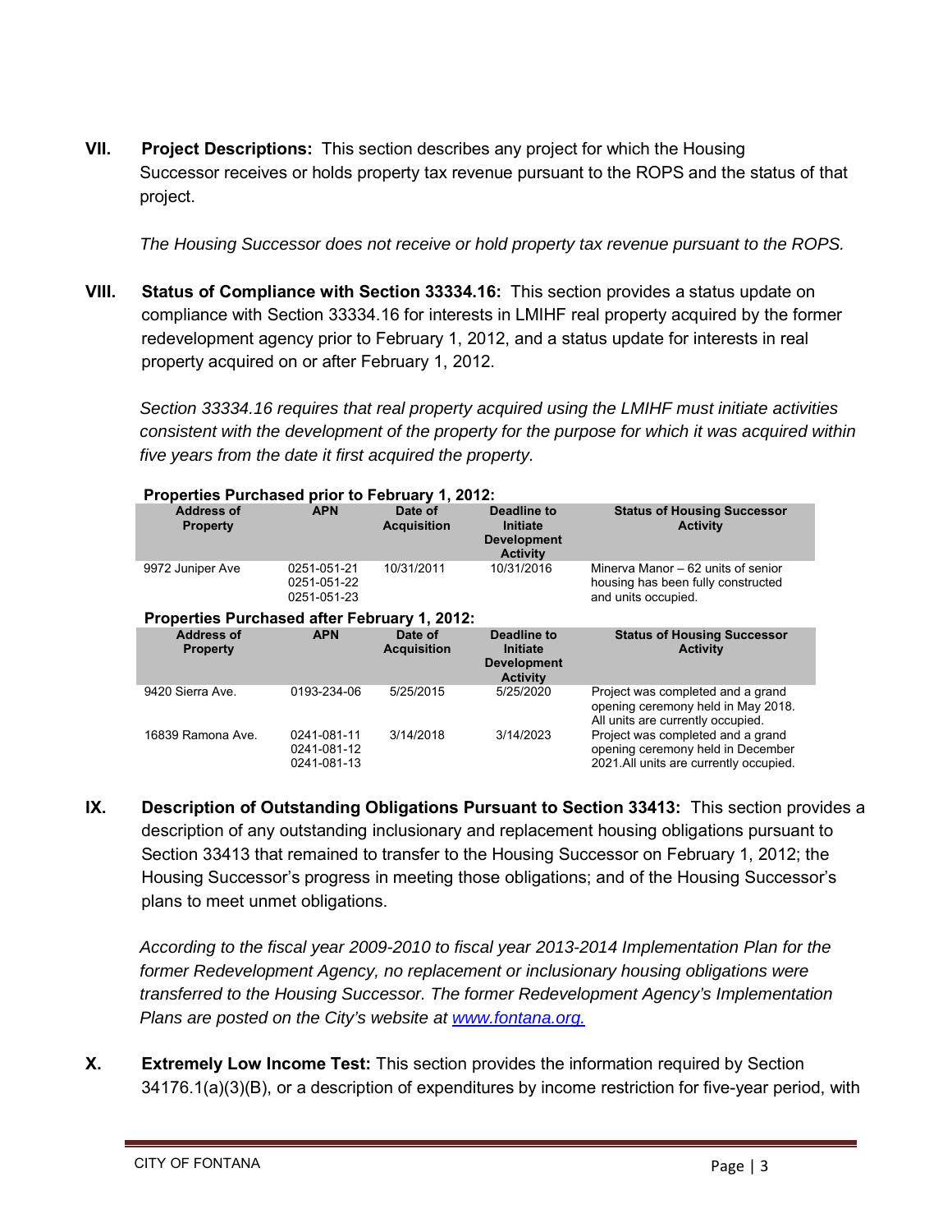**VII. Project Descriptions:** This section describes any project for which the Housing Successor receives or holds property tax revenue pursuant to the ROPS and the status of that project.

*The Housing Successor does not receive or hold property tax revenue pursuant to the ROPS.*

**VIII. Status of Compliance with Section 33334.16:** This section provides a status update on compliance with Section 33334.16 for interests in LMIHF real property acquired by the former redevelopment agency prior to February 1, 2012, and a status update for interests in real property acquired on or after February 1, 2012.

*Section 33334.16 requires that real property acquired using the LMIHF must initiate activities consistent with the development of the property for the purpose for which it was acquired within five years from the date it first acquired the property.*

**Properties Purchased prior to February 1, 2012:**

| Address of Property | APN | Date of Acquisition | Deadline to Initiate Development Activity | Status of Housing Successor Activity |
|---|---|---|---|---|
| 9972 Juniper Ave | 0251-051-21<br>0251-051-22<br>0251-051-23 | 10/31/2011 | 10/31/2016 | Minerva Manor – 62 units of senior housing has been fully constructed and units occupied. |

**Properties Purchased after February 1, 2012:**

| Address of Property | APN | Date of Acquisition | Deadline to Initiate Development Activity | Status of Housing Successor Activity |
|---|---|---|---|---|
| 9420 Sierra Ave. | 0193-234-06 | 5/25/2015 | 5/25/2020 | Project was completed and a grand opening ceremony held in May 2018. All units are currently occupied. |
| 16839 Ramona Ave. | 0241-081-11<br>0241-081-12<br>0241-081-13 | 3/14/2018 | 3/14/2023 | Project was completed and a grand opening ceremony held in December 2021.All units are currently occupied. |

**IX. Description of Outstanding Obligations Pursuant to Section 33413:** This section provides a description of any outstanding inclusionary and replacement housing obligations pursuant to Section 33413 that remained to transfer to the Housing Successor on February 1, 2012; the Housing Successor's progress in meeting those obligations; and of the Housing Successor's plans to meet unmet obligations.

*According to the fiscal year 2009-2010 to fiscal year 2013-2014 Implementation Plan for the former Redevelopment Agency, no replacement or inclusionary housing obligations were transferred to the Housing Successor. The former Redevelopment Agency's Implementation Plans are posted on the City's website at [www.fontana.org.](http://www.fontana.org)*

**X. Extremely Low Income Test:** This section provides the information required by Section 34176.1(a)(3)(B), or a description of expenditures by income restriction for five-year period, with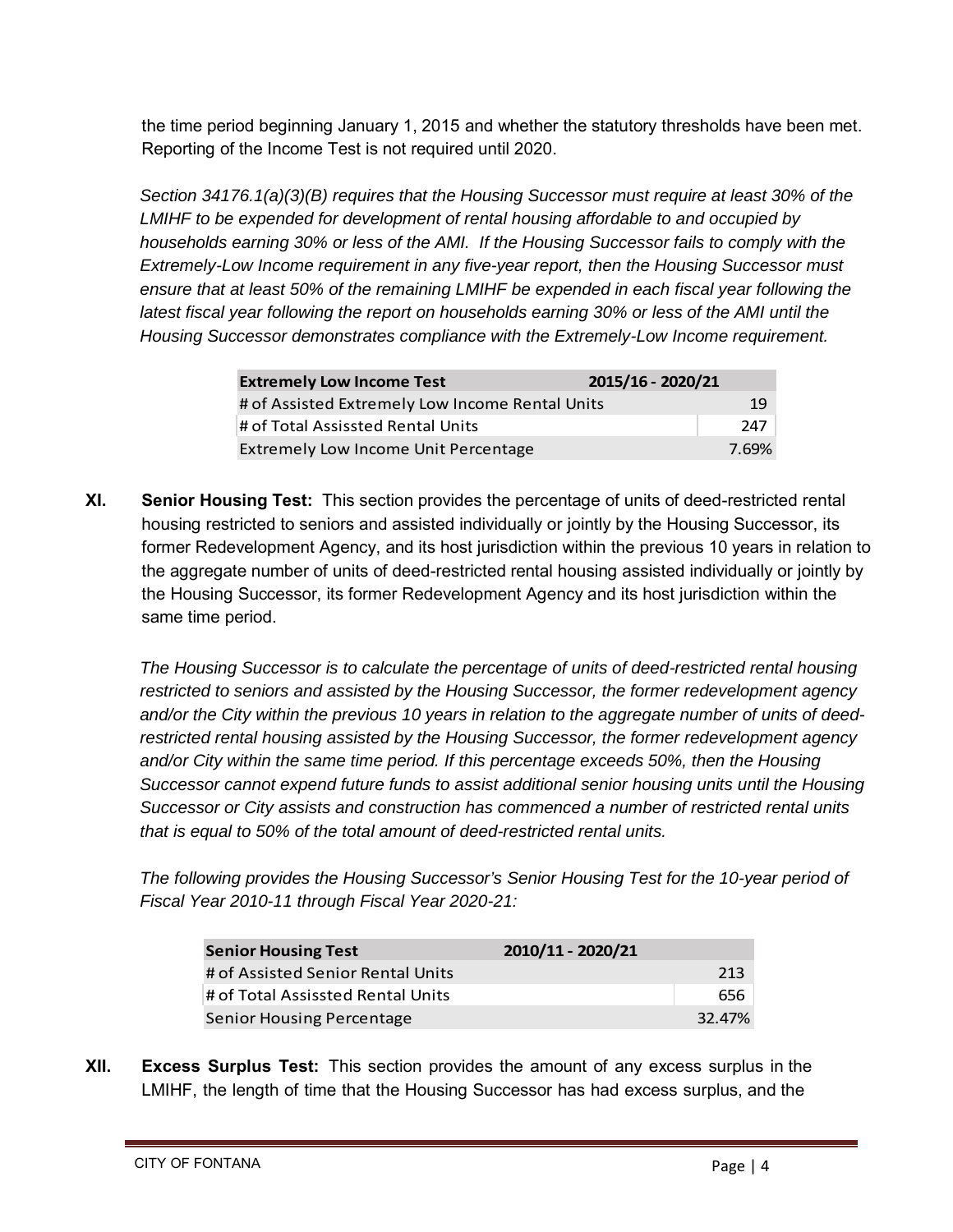the time period beginning January 1, 2015 and whether the statutory thresholds have been met. Reporting of the Income Test is not required until 2020.

*Section 34176.1(a)(3)(B) requires that the Housing Successor must require at least 30% of the LMIHF to be expended for development of rental housing affordable to and occupied by households earning 30% or less of the AMI. If the Housing Successor fails to comply with the Extremely-Low Income requirement in any five-year report, then the Housing Successor must ensure that at least 50% of the remaining LMIHF be expended in each fiscal year following the latest fiscal year following the report on households earning 30% or less of the AMI until the Housing Successor demonstrates compliance with the Extremely-Low Income requirement.*

| Extremely Low Income Test | 2015/16 - 2020/21 |
|---|---|
| # of Assisted Extremely Low Income Rental Units | 19 |
| # of Total Assissted Rental Units | 247 |
| Extremely Low Income Unit Percentage | 7.69% |

**XI. Senior Housing Test:** This section provides the percentage of units of deed-restricted rental housing restricted to seniors and assisted individually or jointly by the Housing Successor, its former Redevelopment Agency, and its host jurisdiction within the previous 10 years in relation to the aggregate number of units of deed-restricted rental housing assisted individually or jointly by the Housing Successor, its former Redevelopment Agency and its host jurisdiction within the same time period.

*The Housing Successor is to calculate the percentage of units of deed-restricted rental housing restricted to seniors and assisted by the Housing Successor, the former redevelopment agency and/or the City within the previous 10 years in relation to the aggregate number of units of deed-restricted rental housing assisted by the Housing Successor, the former redevelopment agency and/or City within the same time period. If this percentage exceeds 50%, then the Housing Successor cannot expend future funds to assist additional senior housing units until the Housing Successor or City assists and construction has commenced a number of restricted rental units that is equal to 50% of the total amount of deed-restricted rental units.*

*The following provides the Housing Successor's Senior Housing Test for the 10-year period of Fiscal Year 2010-11 through Fiscal Year 2020-21:*

| Senior Housing Test | 2010/11 - 2020/21 |
|---|---|
| # of Assisted Senior Rental Units | 213 |
| # of Total Assissted Rental Units | 656 |
| Senior Housing Percentage | 32.47% |

**XII. Excess Surplus Test:** This section provides the amount of any excess surplus in the LMIHF, the length of time that the Housing Successor has had excess surplus, and the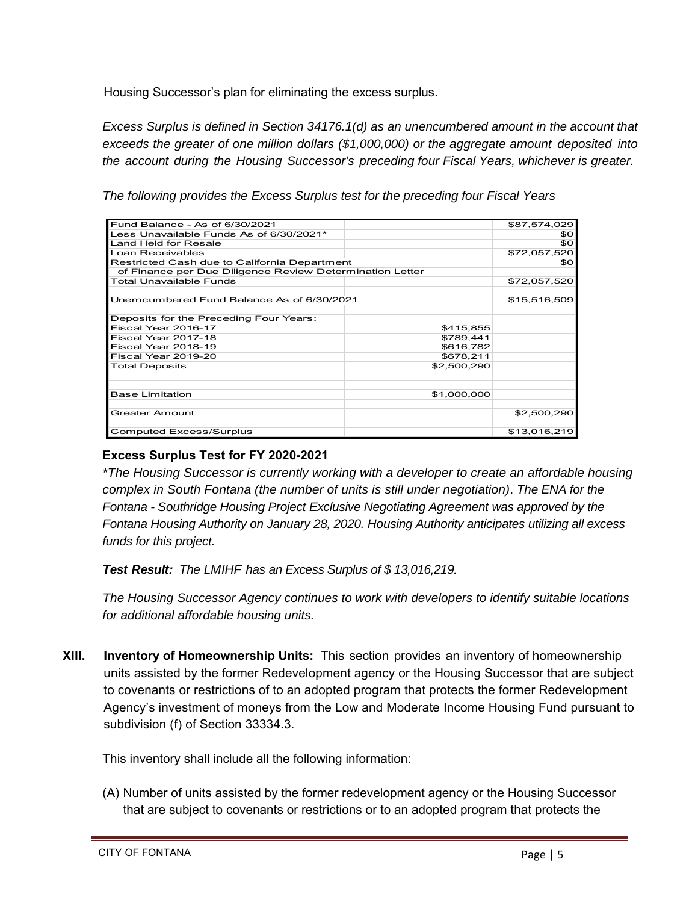Housing Successor's plan for eliminating the excess surplus.

*Excess Surplus is defined in Section 34176.1(d) as an unencumbered amount in the account that exceeds the greater of one million dollars ($1,000,000) or the aggregate amount deposited into the account during the Housing Successor's preceding four Fiscal Years, whichever is greater.*

*The following provides the Excess Surplus test for the preceding four Fiscal Years*

| | | | |
|---|---|---|---|
| Fund Balance - As of 6/30/2021 | | | $87,574,029 |
| Less Unavailable Funds As of 6/30/2021* | | | $0 |
| Land Held for Resale | | | $0 |
| Loan Receivables | | | $72,057,520 |
| Restricted Cash due to California Department | | | $0 |
| of Finance per Due Diligence Review Determination Letter | | | |
| Total Unavailable Funds | | | $72,057,520 |
| | | | |
| Unemcumbered Fund Balance As of 6/30/2021 | | | $15,516,509 |
| | | | |
| Deposits for the Preceding Four Years: | | | |
| Fiscal Year 2016-17 | | $415,855 | |
| Fiscal Year 2017-18 | | $789,441 | |
| Fiscal Year 2018-19 | | $616,782 | |
| Fiscal Year 2019-20 | | $678,211 | |
| Total Deposits | | $2,500,290 | |
| | | | |
| Base Limitation | | $1,000,000 | |
| | | | |
| Greater Amount | | | $2,500,290 |
| | | | |
| Computed Excess/Surplus | | | $13,016,219 |

**Excess Surplus Test for FY 2020-2021**

*\*The Housing Successor is currently working with a developer to create an affordable housing complex in South Fontana (the number of units is still under negotiation). The ENA for the Fontana - Southridge Housing Project Exclusive Negotiating Agreement was approved by the Fontana Housing Authority on January 28, 2020. Housing Authority anticipates utilizing all excess funds for this project.*

***Test Result:*** *The LMIHF has an Excess Surplus of $ 13,016,219.*

*The Housing Successor Agency continues to work with developers to identify suitable locations for additional affordable housing units.*

**XIII. Inventory of Homeownership Units:** This section provides an inventory of homeownership units assisted by the former Redevelopment agency or the Housing Successor that are subject to covenants or restrictions of to an adopted program that protects the former Redevelopment Agency's investment of moneys from the Low and Moderate Income Housing Fund pursuant to subdivision (f) of Section 33334.3.

This inventory shall include all the following information:

(A) Number of units assisted by the former redevelopment agency or the Housing Successor that are subject to covenants or restrictions or to an adopted program that protects the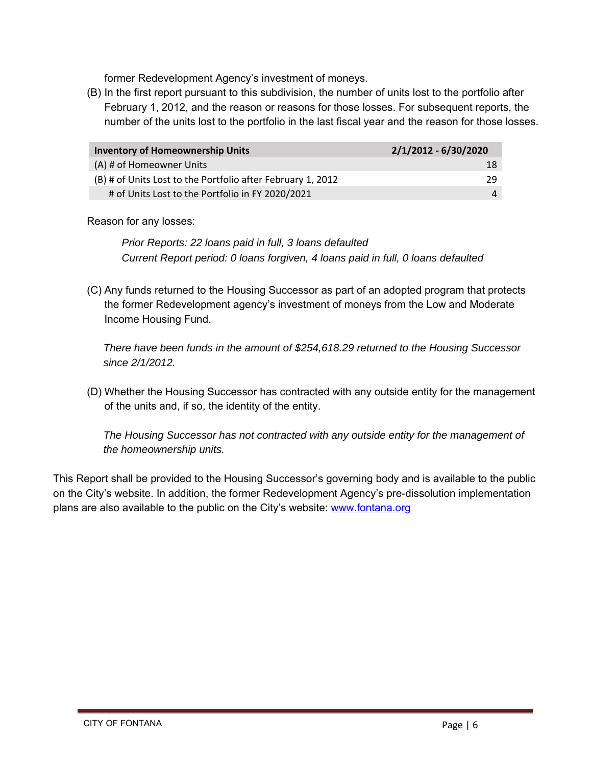former Redevelopment Agency's investment of moneys.

(B) In the first report pursuant to this subdivision, the number of units lost to the portfolio after February 1, 2012, and the reason or reasons for those losses. For subsequent reports, the number of the units lost to the portfolio in the last fiscal year and the reason for those losses.

| Inventory of Homeownership Units | 2/1/2012 - 6/30/2020 |
|---|---|
| (A) # of Homeowner Units | 18 |
| (B) # of Units Lost to the Portfolio after February 1, 2012 | 29 |
| # of Units Lost to the Portfolio in FY 2020/2021 | 4 |

Reason for any losses:

*Prior Reports: 22 loans paid in full, 3 loans defaulted*
*Current Report period: 0 loans forgiven, 4 loans paid in full, 0 loans defaulted*

(C) Any funds returned to the Housing Successor as part of an adopted program that protects the former Redevelopment agency's investment of moneys from the Low and Moderate Income Housing Fund.

*There have been funds in the amount of $254,618.29 returned to the Housing Successor since 2/1/2012.*

(D) Whether the Housing Successor has contracted with any outside entity for the management of the units and, if so, the identity of the entity.

*The Housing Successor has not contracted with any outside entity for the management of the homeownership units.*

This Report shall be provided to the Housing Successor's governing body and is available to the public on the City's website. In addition, the former Redevelopment Agency's pre-dissolution implementation plans are also available to the public on the City's website: www.fontana.org